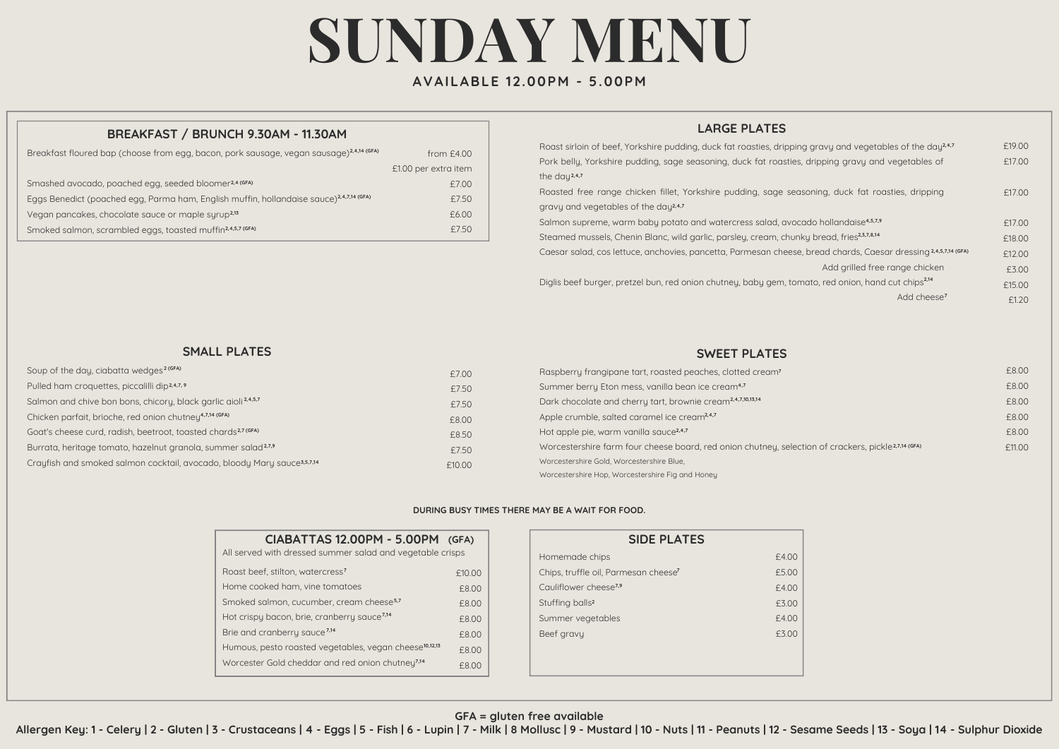# SUNDAY MENU

AVAILABLE 12.00PM - 5.00PM

## BREAKFAST / BRUNCH 9.30AM - 11.30AM

| Item | Price |
|---|---|
| Breakfast floured bap (choose from egg, bacon, pork sausage, vegan sausage)[2,4,14 (GFA)] | from £4.00 |
| | £1.00 per extra item |
| Smashed avocado, poached egg, seeded bloomer[2,4 (GFA)] | £7.00 |
| Eggs Benedict (poached egg, Parma ham, English muffin, hollandaise sauce)[2,4,7,14 (GFA)] | £7.50 |
| Vegan pancakes, chocolate sauce or maple syrup[2,13] | £6.00 |
| Smoked salmon, scrambled eggs, toasted muffin[2,4,5,7 (GFA)] | £7.50 |

## LARGE PLATES

| Item | Price |
|---|---|
| Roast sirloin of beef, Yorkshire pudding, duck fat roasties, dripping gravy and vegetables of the day[2,4,7] | £19.00 |
| Pork belly, Yorkshire pudding, sage seasoning, duck fat roasties, dripping gravy and vegetables of the day[2,4,7] | £17.00 |
| Roasted free range chicken fillet, Yorkshire pudding, sage seasoning, duck fat roasties, dripping gravy and vegetables of the day[2,4,7] | £17.00 |
| Salmon supreme, warm baby potato and watercress salad, avocado hollandaise[4,5,7,9] | £17.00 |
| Steamed mussels, Chenin Blanc, wild garlic, parsley, cream, chunky bread, fries[2,3,7,8,14] | £18.00 |
| Caesar salad, cos lettuce, anchovies, pancetta, Parmesan cheese, bread chards, Caesar dressing[2,4,5,7,14 (GFA)] | £12.00 |
| Add grilled free range chicken | £3.00 |
| Diglis beef burger, pretzel bun, red onion chutney, baby gem, tomato, red onion, hand cut chips[2,14] | £15.00 |
| Add cheese[7] | £1.20 |

## SMALL PLATES

| Item | Price |
|---|---|
| Soup of the day, ciabatta wedges[2 (GFA)] | £7.00 |
| Pulled ham croquettes, piccalilli dip[2,4,7,9] | £7.50 |
| Salmon and chive bon bons, chicory, black garlic aioli[2,4,5,7] | £7.50 |
| Chicken parfait, brioche, red onion chutney[4,7,14 (GFA)] | £8.00 |
| Goat's cheese curd, radish, beetroot, toasted chards[2,7 (GFA)] | £8.50 |
| Burrata, heritage tomato, hazelnut granola, summer salad[2,7,9] | £7.50 |
| Crayfish and smoked salmon cocktail, avocado, bloody Mary sauce[3,5,7,14] | £10.00 |

## SWEET PLATES

| Item | Price |
|---|---|
| Raspberry frangipane tart, roasted peaches, clotted cream[7] | £8.00 |
| Summer berry Eton mess, vanilla bean ice cream[4,7] | £8.00 |
| Dark chocolate and cherry tart, brownie cream[2,4,7,10,13,14] | £8.00 |
| Apple crumble, salted caramel ice cream[2,4,7] | £8.00 |
| Hot apple pie, warm vanilla sauce[2,4,7] | £8.00 |
| Worcestershire farm four cheese board, red onion chutney, selection of crackers, pickle[2,7,14 (GFA)] | £11.00 |

Worcestershire Gold, Worcestershire Blue, Worcestershire Hop, Worcestershire Fig and Honey

**DURING BUSY TIMES THERE MAY BE A WAIT FOR FOOD.**

## CIABATTAS 12.00PM - 5.00PM (GFA)

All served with dressed summer salad and vegetable crisps

| Item | Price |
|---|---|
| Roast beef, stilton, watercress[7] | £10.00 |
| Home cooked ham, vine tomatoes | £8.00 |
| Smoked salmon, cucumber, cream cheese[5,7] | £8.00 |
| Hot crispy bacon, brie, cranberry sauce[7,14] | £8.00 |
| Brie and cranberry sauce[7,14] | £8.00 |
| Humous, pesto roasted vegetables, vegan cheese[10,12,13] | £8.00 |
| Worcester Gold cheddar and red onion chutney[7,14] | £8.00 |

## SIDE PLATES

| Item | Price |
|---|---|
| Homemade chips | £4.00 |
| Chips, truffle oil, Parmesan cheese[7] | £5.00 |
| Cauliflower cheese[7,9] | £4.00 |
| Stuffing balls[2] | £3.00 |
| Summer vegetables | £4.00 |
| Beef gravy | £3.00 |

**GFA = gluten free available**

**Allergen Key: 1 - Celery | 2 - Gluten | 3 - Crustaceans | 4 - Eggs | 5 - Fish | 6 - Lupin | 7 - Milk | 8 Mollusc | 9 - Mustard | 10 - Nuts | 11 - Peanuts | 12 - Sesame Seeds | 13 - Soya | 14 - Sulphur Dioxide**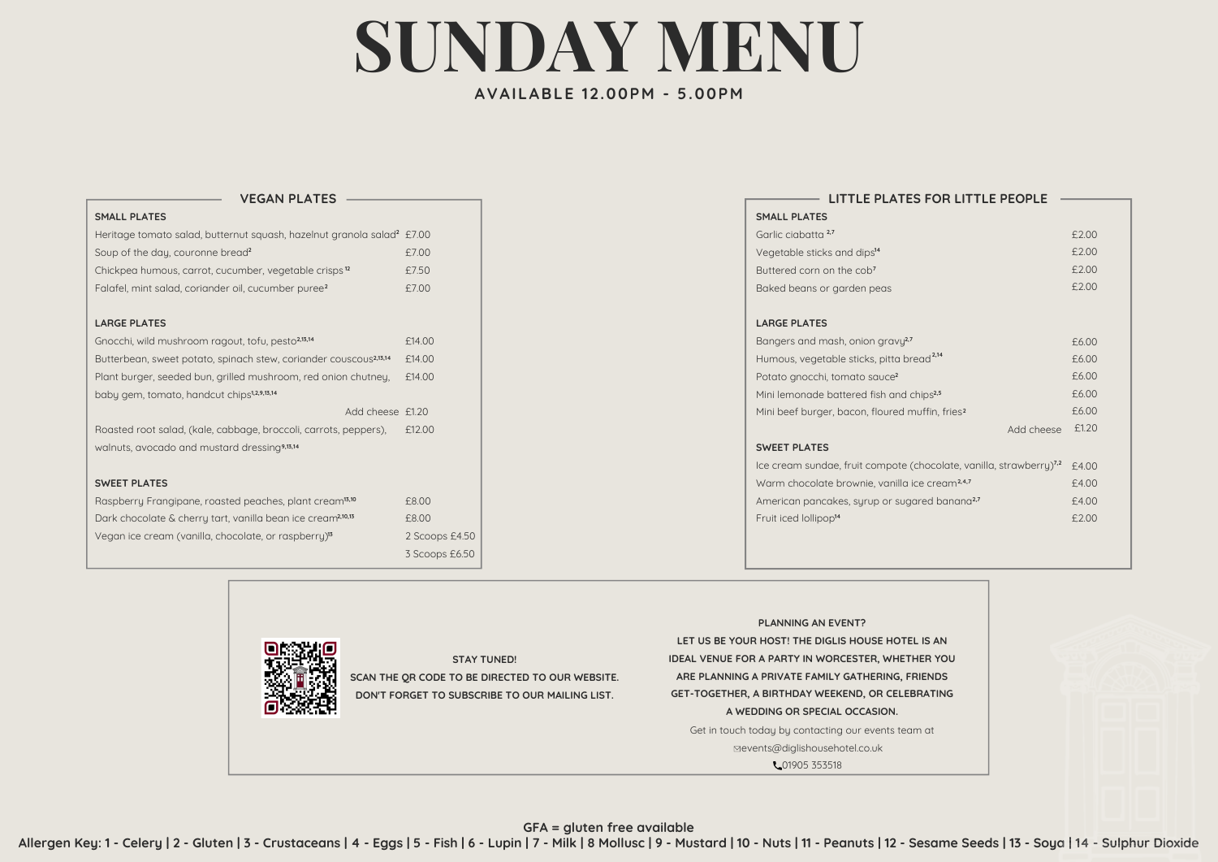# SUNDAY MENU

AVAILABLE 12.00PM - 5.00PM

## VEGAN PLATES

### SMALL PLATES

| | |
|---|---|
| Heritage tomato salad, butternut squash, hazelnut granola salad[2] | £7.00 |
| Soup of the day, couronne bread[2] | £7.00 |
| Chickpea humous, carrot, cucumber, vegetable crisps[12] | £7.50 |
| Falafel, mint salad, coriander oil, cucumber puree[2] | £7.00 |

### LARGE PLATES

| | |
|---|---|
| Gnocchi, wild mushroom ragout, tofu, pesto[2,13,14] | £14.00 |
| Butterbean, sweet potato, spinach stew, coriander couscous[2,13,14] | £14.00 |
| Plant burger, seeded bun, grilled mushroom, red onion chutney, baby gem, tomato, handcut chips[1,2,9,13,14] | £14.00 |
| Add cheese | £1.20 |
| Roasted root salad, (kale, cabbage, broccoli, carrots, peppers), walnuts, avocado and mustard dressing[9,13,14] | £12.00 |

### SWEET PLATES

| | |
|---|---|
| Raspberry Frangipane, roasted peaches, plant cream[13,10] | £8.00 |
| Dark chocolate & cherry tart, vanilla bean ice cream[2,10,13] | £8.00 |
| Vegan ice cream (vanilla, chocolate, or raspberry)[13] | 2 Scoops £4.50 |
| | 3 Scoops £6.50 |

## LITTLE PLATES FOR LITTLE PEOPLE

### SMALL PLATES

| | |
|---|---|
| Garlic ciabatta[2,7] | £2.00 |
| Vegetable sticks and dips[14] | £2.00 |
| Buttered corn on the cob[7] | £2.00 |
| Baked beans or garden peas | £2.00 |

### LARGE PLATES

| | |
|---|---|
| Bangers and mash, onion gravy[2,7] | £6.00 |
| Humous, vegetable sticks, pitta bread[2,14] | £6.00 |
| Potato gnocchi, tomato sauce[2] | £6.00 |
| Mini lemonade battered fish and chips[2,5] | £6.00 |
| Mini beef burger, bacon, floured muffin, fries[2] | £6.00 |
| Add cheese | £1.20 |

### SWEET PLATES

| | |
|---|---|
| Ice cream sundae, fruit compote (chocolate, vanilla, strawberry)[7,2] | £4.00 |
| Warm chocolate brownie, vanilla ice cream[2,4,7] | £4.00 |
| American pancakes, syrup or sugared banana[2,7] | £4.00 |
| Fruit iced lollipop[14] | £2.00 |

STAY TUNED!
SCAN THE QR CODE TO BE DIRECTED TO OUR WEBSITE.
DON'T FORGET TO SUBSCRIBE TO OUR MAILING LIST.

PLANNING AN EVENT?
LET US BE YOUR HOST! THE DIGLIS HOUSE HOTEL IS AN IDEAL VENUE FOR A PARTY IN WORCESTER, WHETHER YOU ARE PLANNING A PRIVATE FAMILY GATHERING, FRIENDS GET-TOGETHER, A BIRTHDAY WEEKEND, OR CELEBRATING A WEDDING OR SPECIAL OCCASION.

Get in touch today by contacting our events team at
events@diglishousehotel.co.uk
01905 353518

GFA = gluten free available

Allergen Key: 1 - Celery | 2 - Gluten | 3 - Crustaceans | 4 - Eggs | 5 - Fish | 6 - Lupin | 7 - Milk | 8 Mollusc | 9 - Mustard | 10 - Nuts | 11 - Peanuts | 12 - Sesame Seeds | 13 - Soya | 14 - Sulphur Dioxide